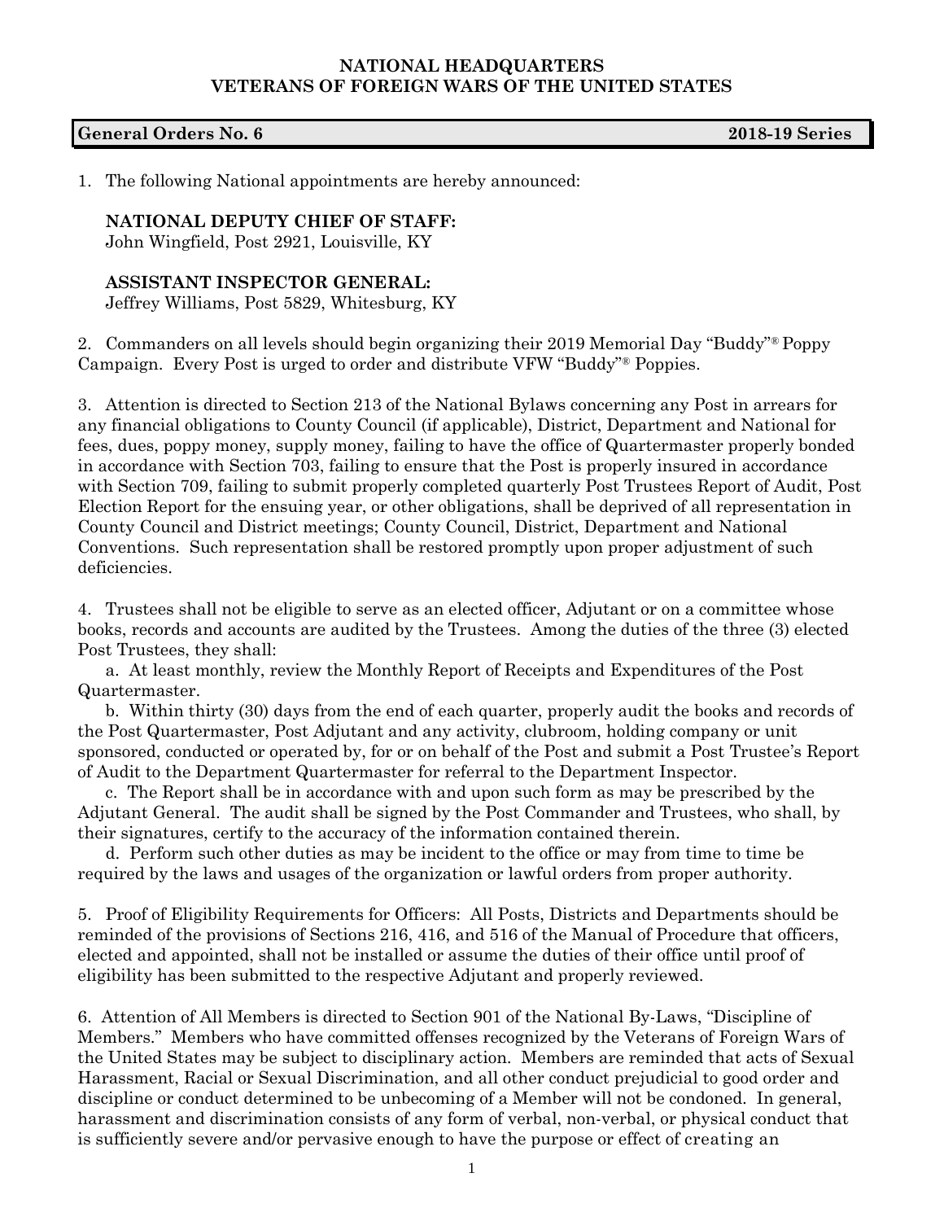**NATIONAL HEADQUARTERS**
**VETERANS OF FOREIGN WARS OF THE UNITED STATES**

**General Orders No. 6** **2018-19 Series**

1. The following National appointments are hereby announced:

   **NATIONAL DEPUTY CHIEF OF STAFF:**
   John Wingfield, Post 2921, Louisville, KY

   **ASSISTANT INSPECTOR GENERAL:**
   Jeffrey Williams, Post 5829, Whitesburg, KY

2. Commanders on all levels should begin organizing their 2019 Memorial Day "Buddy"® Poppy Campaign. Every Post is urged to order and distribute VFW "Buddy"® Poppies.

3. Attention is directed to Section 213 of the National Bylaws concerning any Post in arrears for any financial obligations to County Council (if applicable), District, Department and National for fees, dues, poppy money, supply money, failing to have the office of Quartermaster properly bonded in accordance with Section 703, failing to ensure that the Post is properly insured in accordance with Section 709, failing to submit properly completed quarterly Post Trustees Report of Audit, Post Election Report for the ensuing year, or other obligations, shall be deprived of all representation in County Council and District meetings; County Council, District, Department and National Conventions. Such representation shall be restored promptly upon proper adjustment of such deficiencies.

4. Trustees shall not be eligible to serve as an elected officer, Adjutant or on a committee whose books, records and accounts are audited by the Trustees. Among the duties of the three (3) elected Post Trustees, they shall:

   a. At least monthly, review the Monthly Report of Receipts and Expenditures of the Post Quartermaster.

   b. Within thirty (30) days from the end of each quarter, properly audit the books and records of the Post Quartermaster, Post Adjutant and any activity, clubroom, holding company or unit sponsored, conducted or operated by, for or on behalf of the Post and submit a Post Trustee's Report of Audit to the Department Quartermaster for referral to the Department Inspector.

   c. The Report shall be in accordance with and upon such form as may be prescribed by the Adjutant General. The audit shall be signed by the Post Commander and Trustees, who shall, by their signatures, certify to the accuracy of the information contained therein.

   d. Perform such other duties as may be incident to the office or may from time to time be required by the laws and usages of the organization or lawful orders from proper authority.

5. Proof of Eligibility Requirements for Officers: All Posts, Districts and Departments should be reminded of the provisions of Sections 216, 416, and 516 of the Manual of Procedure that officers, elected and appointed, shall not be installed or assume the duties of their office until proof of eligibility has been submitted to the respective Adjutant and properly reviewed.

6. Attention of All Members is directed to Section 901 of the National By-Laws, "Discipline of Members." Members who have committed offenses recognized by the Veterans of Foreign Wars of the United States may be subject to disciplinary action. Members are reminded that acts of Sexual Harassment, Racial or Sexual Discrimination, and all other conduct prejudicial to good order and discipline or conduct determined to be unbecoming of a Member will not be condoned. In general, harassment and discrimination consists of any form of verbal, non-verbal, or physical conduct that is sufficiently severe and/or pervasive enough to have the purpose or effect of creating an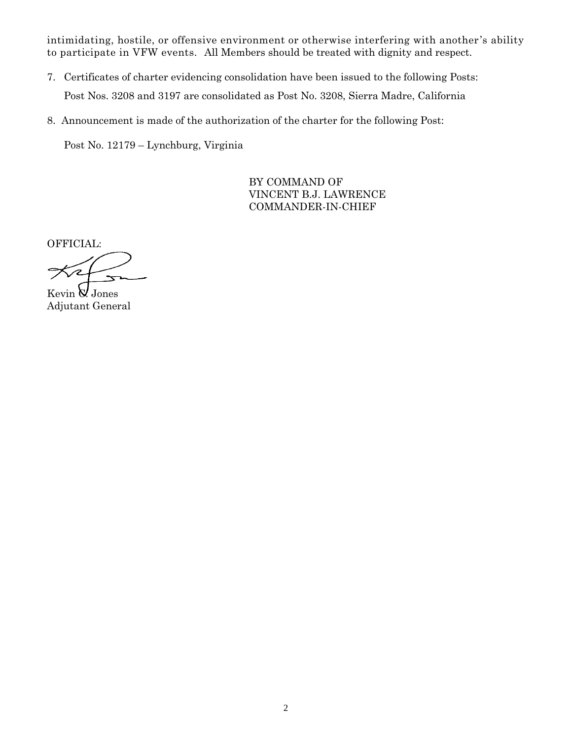intimidating, hostile, or offensive environment or otherwise interfering with another's ability to participate in VFW events. All Members should be treated with dignity and respect.

7. Certificates of charter evidencing consolidation have been issued to the following Posts:

   Post Nos. 3208 and 3197 are consolidated as Post No. 3208, Sierra Madre, California

8. Announcement is made of the authorization of the charter for the following Post:

   Post No. 12179 – Lynchburg, Virginia

BY COMMAND OF
VINCENT B.J. LAWRENCE
COMMANDER-IN-CHIEF

OFFICIAL:

Kevin C. Jones
Adjutant General